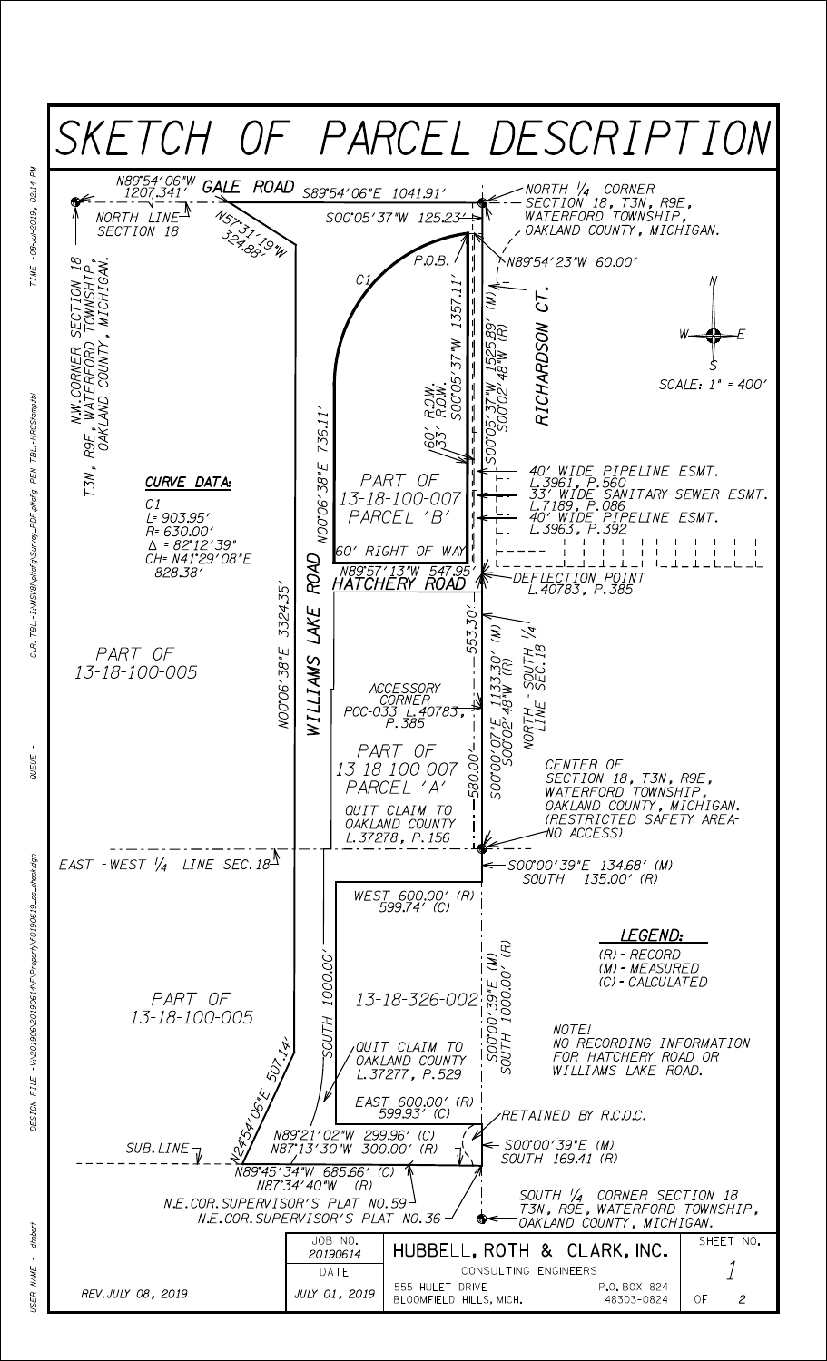# SKETCH OF PARCEL DESCRIPTION

GALE ROAD

N89°54'06"W 1207.341'

S89°54'06"E 1041.91'

NORTH LINE SECTION 18

N57°31'19"W 324.88'

S00°05'37"W 125.23'

NORTH 1/4 CORNER SECTION 18, T3N, R9E, WATERFORD TOWNSHIP, OAKLAND COUNTY, MICHIGAN.

P.O.B.

N89°54'23"W 60.00'

C1

S00°05'37"W 1357.11'

60' R.O.W.
33' R.O.W.

S00°05'37"W 1525.89' (M)
S00°02'48"W (R)

RICHARDSON CT.

N.W. CORNER SECTION 18 T3N, R9E, WATERFORD TOWNSHIP, OAKLAND COUNTY, MICHIGAN.

SCALE: 1" = 400'

**CURVE DATA:**

C1
L= 903.95'
R= 630.00'
Δ = 82°12'39"
CH= N41°29'08"E
828.38'

N00°06'38"E 736.11'

PART OF
13-18-100-007
PARCEL 'B'

40' WIDE PIPELINE ESMT. L.3961, P.560
33' WIDE SANITARY SEWER ESMT. L.7189, P.086
40' WIDE PIPELINE ESMT. L.3963, P.392

60' RIGHT OF WAY

N89°57'13"W 547.95'

HATCHERY ROAD

DEFLECTION POINT L.40783, P.385

N00°06'38"E 3324.35'

WILLIAMS LAKE ROAD

553.30'

PART OF
13-18-100-005

ACCESSORY CORNER PCC-033 L.40783, P.385

S00°00'07"E 1133.30' (M)
S00°02'48"W (R)

NORTH - SOUTH 1/4 LINE SEC.18

PART OF
13-18-100-007
PARCEL 'A'

580.00'

QUIT CLAIM TO OAKLAND COUNTY L.37278, P.156

CENTER OF SECTION 18, T3N, R9E, WATERFORD TOWNSHIP, OAKLAND COUNTY, MICHIGAN. (RESTRICTED SAFETY AREA-NO ACCESS)

EAST - WEST 1/4 LINE SEC.18

S00°00'39"E 134.68' (M)
SOUTH 135.00' (R)

WEST 600.00' (R)
599.74' (C)

**LEGEND:**

(R) - RECORD
(M) - MEASURED
(C) - CALCULATED

SOUTH 1000.00'

PART OF
13-18-100-005

13-18-326-002

S00°00'39"E (M)
SOUTH 1000.00' (R)

NOTE!
NO RECORDING INFORMATION FOR HATCHERY ROAD OR WILLIAMS LAKE ROAD.

QUIT CLAIM TO OAKLAND COUNTY L.37277, P.529

N24°54'06"E 507.14'

EAST 600.00' (R)
599.93' (C)

RETAINED BY R.C.O.C.

N89°21'02"W 299.96' (C)
N87°13'30"W 300.00' (R)

S00°00'39"E (M)
SOUTH 169.41 (R)

SUB. LINE

N89°45'34"W 685.66' (C)
N87°34'40"W (R)

N.E. COR. SUPERVISOR'S PLAT NO.59
N.E. COR. SUPERVISOR'S PLAT NO.36

SOUTH 1/4 CORNER SECTION 18 T3N, R9E, WATERFORD TOWNSHIP, OAKLAND COUNTY, MICHIGAN.

| | | | |
|---|---|---|---|
| REV. JULY 08, 2019 | JOB NO. 20190614 | HUBBELL, ROTH & CLARK, INC. | SHEET NO. |
| | DATE | CONSULTING ENGINEERS | 1 |
| | JULY 01, 2019 | 555 HULET DRIVE, BLOOMFIELD HILLS, MICH. P.O. BOX 824 48303-0824 | OF 2 |

DESIGN FILE - V:\201906\20190614\Property\\O190619_ss_check.dgn

USER NAME - dhebert

QUEUE -

CUR. TBL - I:\MS\Plotcfg\Survey_PDF.pltcfg PEN TBL - HRCStamp.tbl

TIME - 08-Jul-2019, 02:14 PM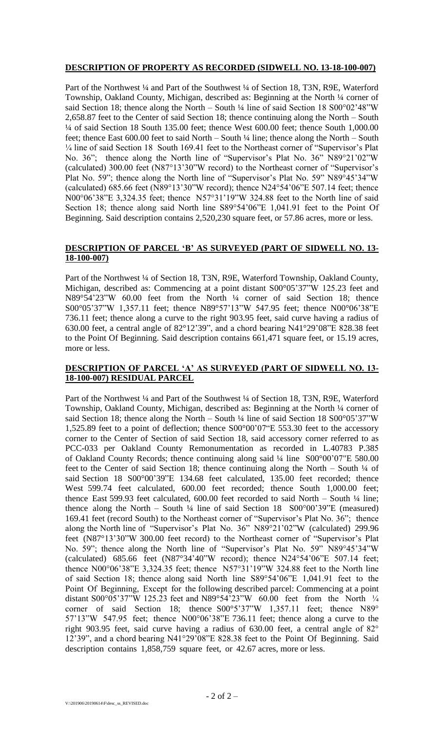## DESCRIPTION OF PROPERTY AS RECORDED (SIDWELL NO. 13-18-100-007)

Part of the Northwest ¼ and Part of the Southwest ¼ of Section 18, T3N, R9E, Waterford Township, Oakland County, Michigan, described as: Beginning at the North ¼ corner of said Section 18; thence along the North – South ¼ line of said Section 18 S00°02'48"W 2,658.87 feet to the Center of said Section 18; thence continuing along the North – South ¼ of said Section 18 South 135.00 feet; thence West 600.00 feet; thence South 1,000.00 feet; thence East 600.00 feet to said North – South ¼ line; thence along the North – South ¼ line of said Section 18 South 169.41 feet to the Northeast corner of "Supervisor's Plat No. 36"; thence along the North line of "Supervisor's Plat No. 36" N89°21'02"W (calculated) 300.00 feet (N87°13'30"W record) to the Northeast corner of "Supervisor's Plat No. 59"; thence along the North line of "Supervisor's Plat No. 59" N89°45'34"W (calculated) 685.66 feet (N89°13'30"W record); thence N24°54'06"E 507.14 feet; thence N00°06'38"E 3,324.35 feet; thence N57°31'19"W 324.88 feet to the North line of said Section 18; thence along said North line S89°54'06"E 1,041.91 feet to the Point Of Beginning. Said description contains 2,520,230 square feet, or 57.86 acres, more or less.

## DESCRIPTION OF PARCEL 'B' AS SURVEYED (PART OF SIDWELL NO. 13-18-100-007)

Part of the Northwest ¼ of Section 18, T3N, R9E, Waterford Township, Oakland County, Michigan, described as: Commencing at a point distant S00°05'37"W 125.23 feet and N89°54'23"W 60.00 feet from the North ¼ corner of said Section 18; thence S00°05'37"W 1,357.11 feet; thence N89°57'13"W 547.95 feet; thence N00°06'38"E 736.11 feet; thence along a curve to the right 903.95 feet, said curve having a radius of 630.00 feet, a central angle of 82°12'39", and a chord bearing N41°29'08"E 828.38 feet to the Point Of Beginning. Said description contains 661,471 square feet, or 15.19 acres, more or less.

## DESCRIPTION OF PARCEL 'A' AS SURVEYED (PART OF SIDWELL NO. 13-18-100-007) RESIDUAL PARCEL

Part of the Northwest ¼ and Part of the Southwest ¼ of Section 18, T3N, R9E, Waterford Township, Oakland County, Michigan, described as: Beginning at the North ¼ corner of said Section 18; thence along the North – South ¼ line of said Section 18 S00°05'37"W 1,525.89 feet to a point of deflection; thence S00°00'07"E 553.30 feet to the accessory corner to the Center of Section of said Section 18, said accessory corner referred to as PCC-033 per Oakland County Remonumentation as recorded in L.40783 P.385 of Oakland County Records; thence continuing along said ¼ line S00°00'07"E 580.00 feet to the Center of said Section 18; thence continuing along the North – South ¼ of said Section 18 S00°00'39"E 134.68 feet calculated, 135.00 feet recorded; thence West 599.74 feet calculated, 600.00 feet recorded; thence South 1,000.00 feet; thence East 599.93 feet calculated, 600.00 feet recorded to said North – South ¼ line; thence along the North – South ¼ line of said Section 18 S00°00'39"E (measured) 169.41 feet (record South) to the Northeast corner of "Supervisor's Plat No. 36"; thence along the North line of "Supervisor's Plat No. 36" N89°21'02"W (calculated) 299.96 feet (N87°13'30"W 300.00 feet record) to the Northeast corner of "Supervisor's Plat No. 59"; thence along the North line of "Supervisor's Plat No. 59" N89°45'34"W (calculated) 685.66 feet (N87°34'40"W record); thence N24°54'06"E 507.14 feet; thence N00°06'38"E 3,324.35 feet; thence N57°31'19"W 324.88 feet to the North line of said Section 18; thence along said North line S89°54'06"E 1,041.91 feet to the Point Of Beginning, Except for the following described parcel: Commencing at a point distant S00°05'37"W 125.23 feet and N89°54'23"W 60.00 feet from the North ¼ corner of said Section 18; thence S00°5'37"W 1,357.11 feet; thence N89° 57'13"W 547.95 feet; thence N00°06'38"E 736.11 feet; thence along a curve to the right 903.95 feet, said curve having a radius of 630.00 feet, a central angle of 82° 12'39", and a chord bearing N41°29'08"E 828.38 feet to the Point Of Beginning. Said description contains 1,858,759 square feet, or 42.67 acres, more or less.

V:\201906\20190614\F\desc_ss_REVISED.doc